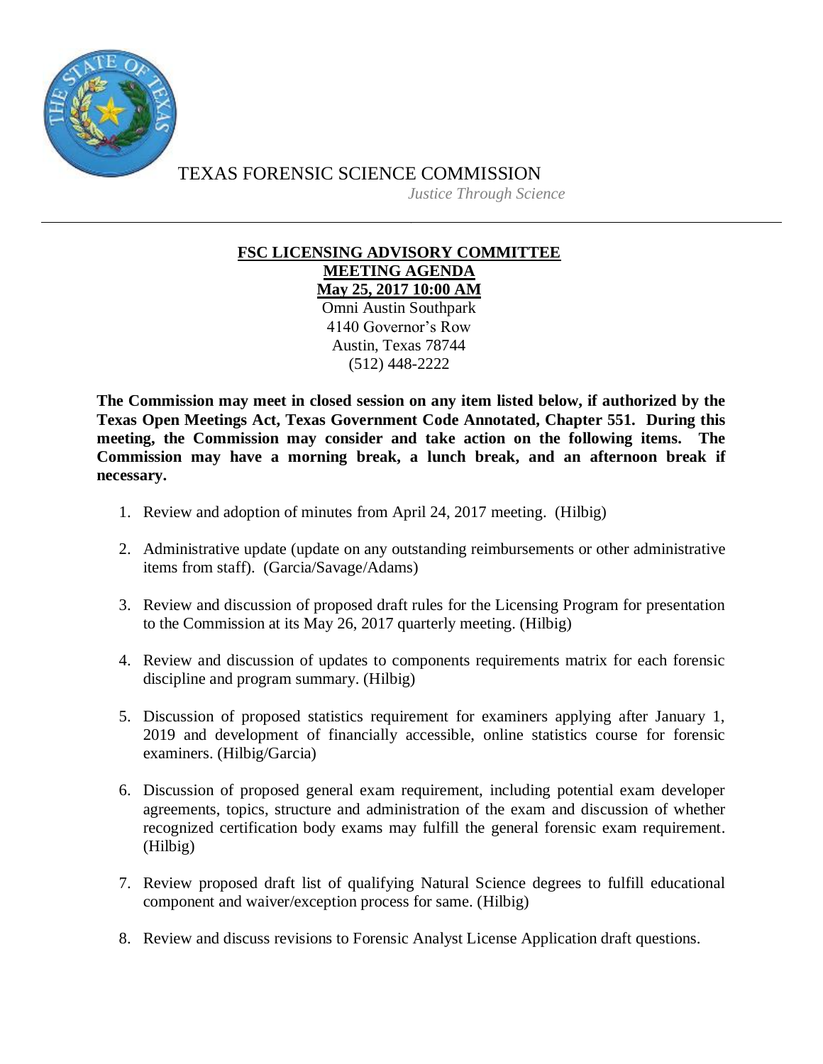TEXAS FORENSIC SCIENCE COMMISSION

*Justice Through Science*

---

**FSC LICENSING ADVISORY COMMITTEE**
**MEETING AGENDA**
**May 25, 2017 10:00 AM**

Omni Austin Southpark
4140 Governor's Row
Austin, Texas 78744
(512) 448-2222

**The Commission may meet in closed session on any item listed below, if authorized by the Texas Open Meetings Act, Texas Government Code Annotated, Chapter 551. During this meeting, the Commission may consider and take action on the following items. The Commission may have a morning break, a lunch break, and an afternoon break if necessary.**

1. Review and adoption of minutes from April 24, 2017 meeting. (Hilbig)
2. Administrative update (update on any outstanding reimbursements or other administrative items from staff). (Garcia/Savage/Adams)
3. Review and discussion of proposed draft rules for the Licensing Program for presentation to the Commission at its May 26, 2017 quarterly meeting. (Hilbig)
4. Review and discussion of updates to components requirements matrix for each forensic discipline and program summary. (Hilbig)
5. Discussion of proposed statistics requirement for examiners applying after January 1, 2019 and development of financially accessible, online statistics course for forensic examiners. (Hilbig/Garcia)
6. Discussion of proposed general exam requirement, including potential exam developer agreements, topics, structure and administration of the exam and discussion of whether recognized certification body exams may fulfill the general forensic exam requirement. (Hilbig)
7. Review proposed draft list of qualifying Natural Science degrees to fulfill educational component and waiver/exception process for same. (Hilbig)
8. Review and discuss revisions to Forensic Analyst License Application draft questions.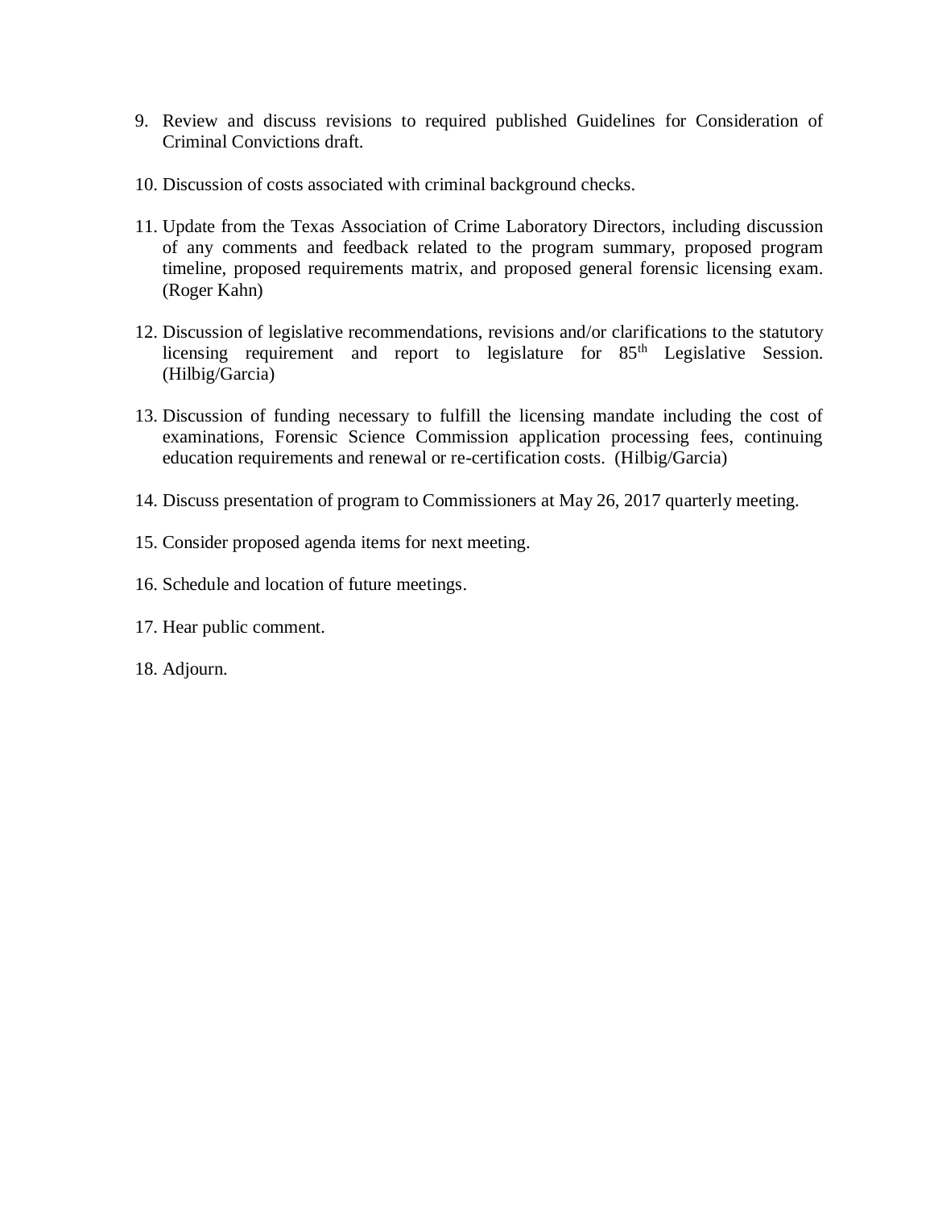9. Review and discuss revisions to required published Guidelines for Consideration of Criminal Convictions draft.

10. Discussion of costs associated with criminal background checks.

11. Update from the Texas Association of Crime Laboratory Directors, including discussion of any comments and feedback related to the program summary, proposed program timeline, proposed requirements matrix, and proposed general forensic licensing exam. (Roger Kahn)

12. Discussion of legislative recommendations, revisions and/or clarifications to the statutory licensing requirement and report to legislature for 85th Legislative Session. (Hilbig/Garcia)

13. Discussion of funding necessary to fulfill the licensing mandate including the cost of examinations, Forensic Science Commission application processing fees, continuing education requirements and renewal or re-certification costs. (Hilbig/Garcia)

14. Discuss presentation of program to Commissioners at May 26, 2017 quarterly meeting.

15. Consider proposed agenda items for next meeting.

16. Schedule and location of future meetings.

17. Hear public comment.

18. Adjourn.